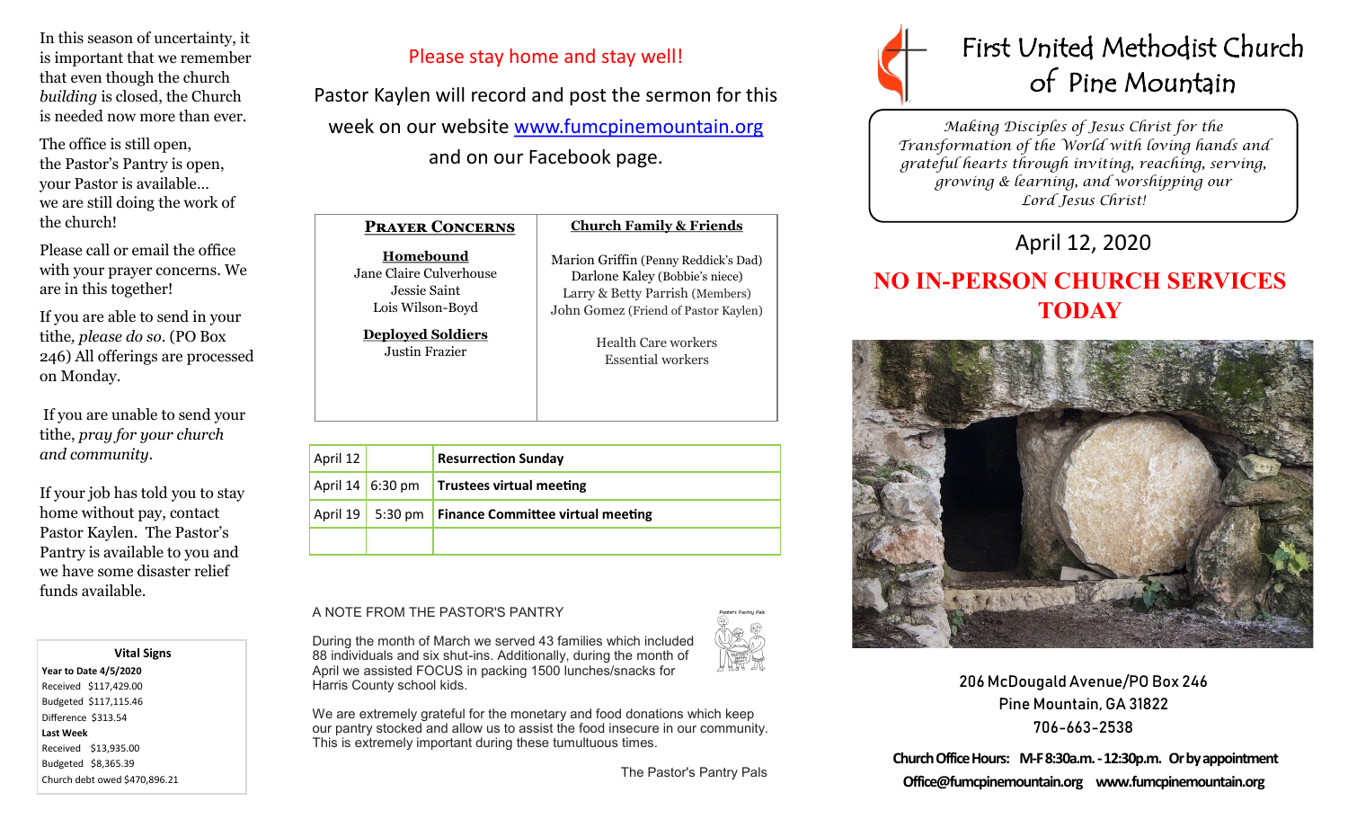# First United Methodist Church of Pine Mountain

*Making Disciples of Jesus Christ for the Transformation of the World with loving hands and grateful hearts through inviting, reaching, serving, growing & learning, and worshipping our Lord Jesus Christ!*

## April 12, 2020

## NO IN-PERSON CHURCH SERVICES TODAY

206 McDougald Avenue/PO Box 246
Pine Mountain, GA 31822
706-663-2538

**Church Office Hours: M-F 8:30a.m. - 12:30p.m. Or by appointment**
**Office@fumcpinemountain.org www.fumcpinemountain.org**

In this season of uncertainty, it is important that we remember that even though the church *building* is closed, the Church is needed now more than ever.

The office is still open,
the Pastor's Pantry is open,
your Pastor is available…
we are still doing the work of the church!

Please call or email the office with your prayer concerns. We are in this together!

If you are able to send in your tithe, *please do so*. (PO Box 246) All offerings are processed on Monday.

If you are unable to send your tithe, *pray for your church and community.*

If your job has told you to stay home without pay, contact Pastor Kaylen. The Pastor's Pantry is available to you and we have some disaster relief funds available.

**Vital Signs**

**Year to Date 4/5/2020**
Received $117,429.00
Budgeted $117,115.46
Difference $313.54
**Last Week**
Received $13,935.00
Budgeted $8,365.39
Church debt owed $470,896.21

Please stay home and stay well!

Pastor Kaylen will record and post the sermon for this week on our website www.fumcpinemountain.org and on our Facebook page.

**PRAYER CONCERNS**

**Homebound**
Jane Claire Culverhouse
Jessie Saint
Lois Wilson-Boyd

**Deployed Soldiers**
Justin Frazier

**Church Family & Friends**

Marion Griffin (Penny Reddick's Dad)
Darlone Kaley (Bobbie's niece)
Larry & Betty Parrish (Members)
John Gomez (Friend of Pastor Kaylen)

Health Care workers
Essential workers

| April 12 | | **Resurrection Sunday** |
|---|---|---|
| April 14 | 6:30 pm | **Trustees virtual meeting** |
| April 19 | 5:30 pm | **Finance Committee virtual meeting** |
| | | |

A NOTE FROM THE PASTOR'S PANTRY

During the month of March we served 43 families which included 88 individuals and six shut-ins. Additionally, during the month of April we assisted FOCUS in packing 1500 lunches/snacks for Harris County school kids.

We are extremely grateful for the monetary and food donations which keep our pantry stocked and allow us to assist the food insecure in our community. This is extremely important during these tumultuous times.

The Pastor's Pantry Pals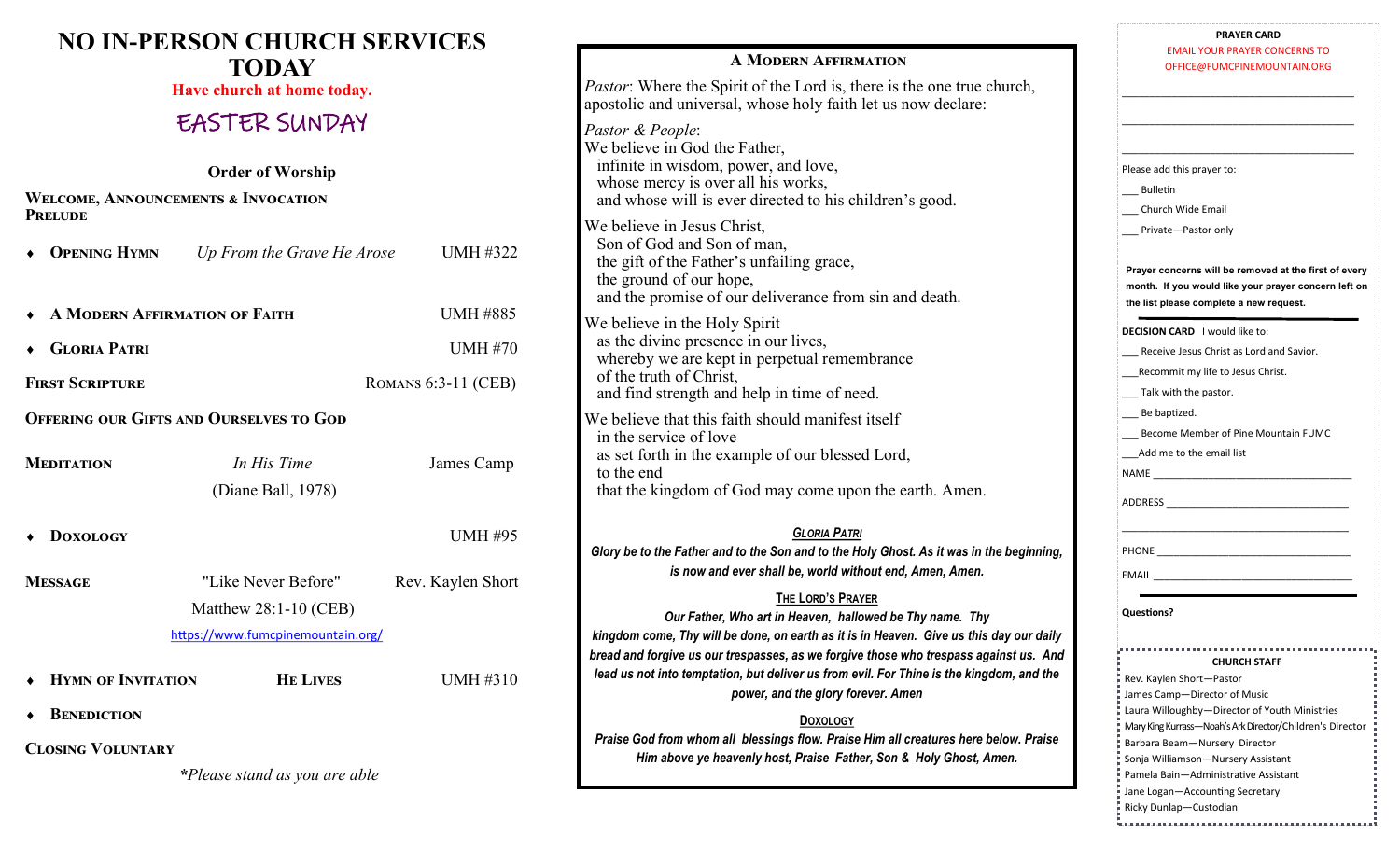# NO IN-PERSON CHURCH SERVICES TODAY

**Have church at home today.**

## EASTER SUNDAY

### Order of Worship

**WELCOME, ANNOUNCEMENTS & INVOCATION**

**PRELUDE**

- **OPENING HYMN** *Up From the Grave He Arose* UMH #322
- **A MODERN AFFIRMATION OF FAITH** UMH #885
- **GLORIA PATRI** UMH #70

**FIRST SCRIPTURE** ROMANS 6:3-11 (CEB)

**OFFERING OUR GIFTS AND OURSELVES TO GOD**

**MEDITATION** *In His Time* (Diane Ball, 1978) James Camp

- **DOXOLOGY** UMH #95

**MESSAGE** "Like Never Before" Matthew 28:1-10 (CEB) Rev. Kaylen Short

https://www.fumcpinemountain.org/

- **HYMN OF INVITATION** **HE LIVES** UMH #310
- **BENEDICTION**

**CLOSING VOLUNTARY**

*\*Please stand as you are able*

---

## A MODERN AFFIRMATION

*Pastor*: Where the Spirit of the Lord is, there is the one true church, apostolic and universal, whose holy faith let us now declare:

*Pastor & People*:
We believe in God the Father,
infinite in wisdom, power, and love,
whose mercy is over all his works,
and whose will is ever directed to his children's good.

We believe in Jesus Christ,
Son of God and Son of man,
the gift of the Father's unfailing grace,
the ground of our hope,
and the promise of our deliverance from sin and death.

We believe in the Holy Spirit
as the divine presence in our lives,
whereby we are kept in perpetual remembrance
of the truth of Christ,
and find strength and help in time of need.

We believe that this faith should manifest itself
in the service of love
as set forth in the example of our blessed Lord,
to the end
that the kingdom of God may come upon the earth. Amen.

### GLORIA PATRI

***Glory be to the Father and to the Son and to the Holy Ghost. As it was in the beginning, is now and ever shall be, world without end, Amen, Amen.***

### THE LORD'S PRAYER

***Our Father, Who art in Heaven, hallowed be Thy name. Thy kingdom come, Thy will be done, on earth as it is in Heaven. Give us this day our daily bread and forgive us our trespasses, as we forgive those who trespass against us. And lead us not into temptation, but deliver us from evil. For Thine is the kingdom, and the power, and the glory forever. Amen***

### DOXOLOGY

***Praise God from whom all blessings flow. Praise Him all creatures here below. Praise Him above ye heavenly host, Praise Father, Son & Holy Ghost, Amen.***

---

**PRAYER CARD**

EMAIL YOUR PRAYER CONCERNS TO OFFICE@FUMCPINEMOUNTAIN.ORG

\_\_\_\_\_\_\_\_\_\_\_\_\_\_\_\_\_\_\_\_\_\_\_\_\_\_\_\_\_\_\_\_\_\_\_

\_\_\_\_\_\_\_\_\_\_\_\_\_\_\_\_\_\_\_\_\_\_\_\_\_\_\_\_\_\_\_\_\_\_\_

\_\_\_\_\_\_\_\_\_\_\_\_\_\_\_\_\_\_\_\_\_\_\_\_\_\_\_\_\_\_\_\_\_\_\_

Please add this prayer to:

\_\_\_ Bulletin

\_\_\_ Church Wide Email

\_\_\_ Private—Pastor only

**Prayer concerns will be removed at the first of every month. If you would like your prayer concern left on the list please complete a new request.**

**DECISION CARD** I would like to:

\_\_\_ Receive Jesus Christ as Lord and Savior.

\_\_\_Recommit my life to Jesus Christ.

\_\_\_ Talk with the pastor.

\_\_\_ Be baptized.

\_\_\_ Become Member of Pine Mountain FUMC

\_\_\_Add me to the email list

NAME \_\_\_\_\_\_\_\_\_\_\_\_\_\_\_\_\_\_\_\_\_\_\_\_\_\_\_\_\_\_

ADDRESS \_\_\_\_\_\_\_\_\_\_\_\_\_\_\_\_\_\_\_\_\_\_\_\_\_\_\_\_

\_\_\_\_\_\_\_\_\_\_\_\_\_\_\_\_\_\_\_\_\_\_\_\_\_\_\_\_\_\_\_\_\_\_\_

PHONE \_\_\_\_\_\_\_\_\_\_\_\_\_\_\_\_\_\_\_\_\_\_\_\_\_\_\_\_\_\_

EMAIL \_\_\_\_\_\_\_\_\_\_\_\_\_\_\_\_\_\_\_\_\_\_\_\_\_\_\_\_\_\_

**Questions?**

---

**CHURCH STAFF**

Rev. Kaylen Short—Pastor
James Camp—Director of Music
Laura Willoughby—Director of Youth Ministries
Mary King Kurrass—Noah's Ark Director/Children's Director
Barbara Beam—Nursery Director
Sonja Williamson—Nursery Assistant
Pamela Bain—Administrative Assistant
Jane Logan—Accounting Secretary
Ricky Dunlap—Custodian